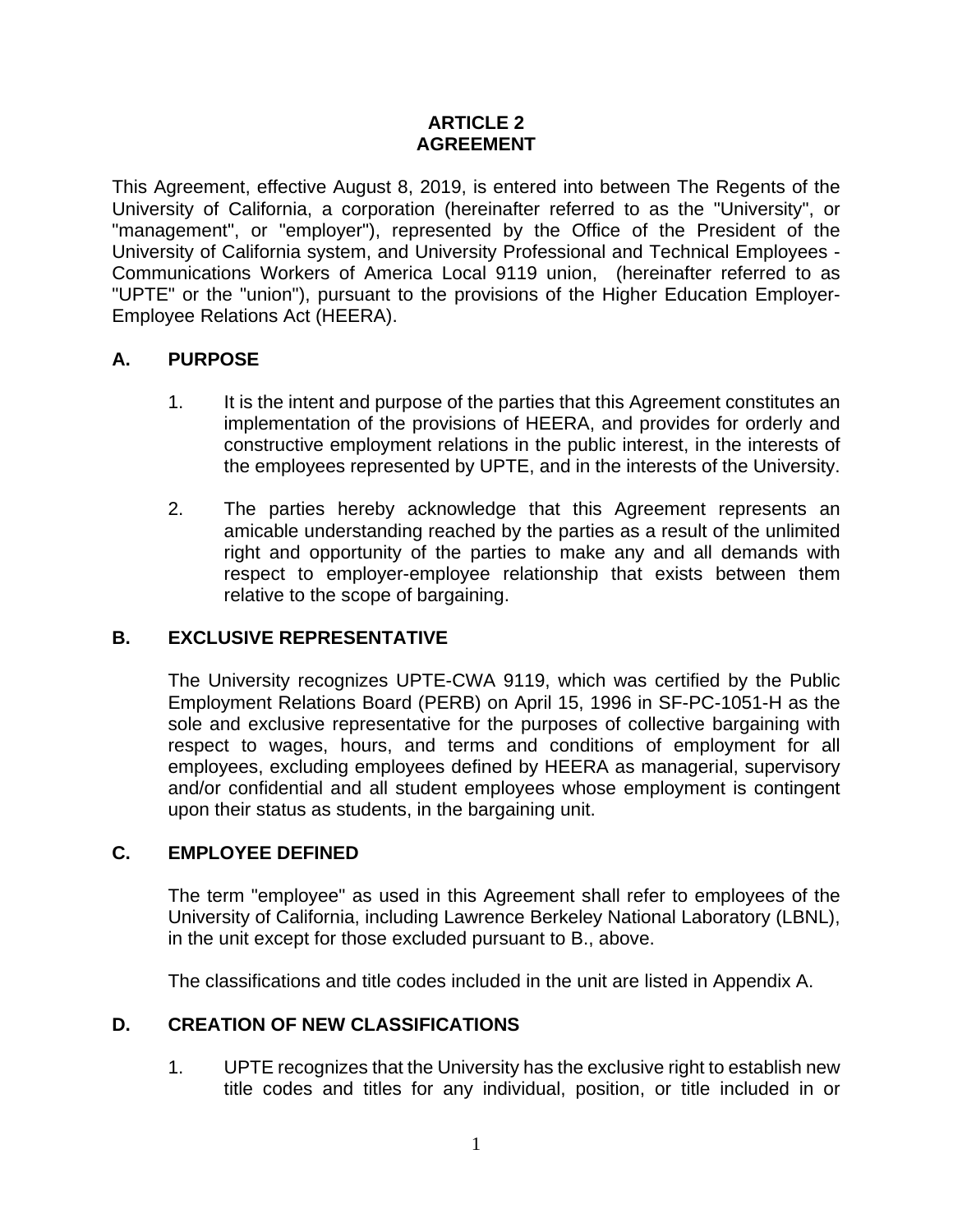# ARTICLE 2
# AGREEMENT

This Agreement, effective August 8, 2019, is entered into between The Regents of the University of California, a corporation (hereinafter referred to as the "University", or "management", or "employer"), represented by the Office of the President of the University of California system, and University Professional and Technical Employees - Communications Workers of America Local 9119 union, (hereinafter referred to as "UPTE" or the "union"), pursuant to the provisions of the Higher Education Employer-Employee Relations Act (HEERA).

## A. PURPOSE

1. It is the intent and purpose of the parties that this Agreement constitutes an implementation of the provisions of HEERA, and provides for orderly and constructive employment relations in the public interest, in the interests of the employees represented by UPTE, and in the interests of the University.

2. The parties hereby acknowledge that this Agreement represents an amicable understanding reached by the parties as a result of the unlimited right and opportunity of the parties to make any and all demands with respect to employer-employee relationship that exists between them relative to the scope of bargaining.

## B. EXCLUSIVE REPRESENTATIVE

The University recognizes UPTE-CWA 9119, which was certified by the Public Employment Relations Board (PERB) on April 15, 1996 in SF-PC-1051-H as the sole and exclusive representative for the purposes of collective bargaining with respect to wages, hours, and terms and conditions of employment for all employees, excluding employees defined by HEERA as managerial, supervisory and/or confidential and all student employees whose employment is contingent upon their status as students, in the bargaining unit.

## C. EMPLOYEE DEFINED

The term "employee" as used in this Agreement shall refer to employees of the University of California, including Lawrence Berkeley National Laboratory (LBNL), in the unit except for those excluded pursuant to B., above.

The classifications and title codes included in the unit are listed in Appendix A.

## D. CREATION OF NEW CLASSIFICATIONS

1. UPTE recognizes that the University has the exclusive right to establish new title codes and titles for any individual, position, or title included in or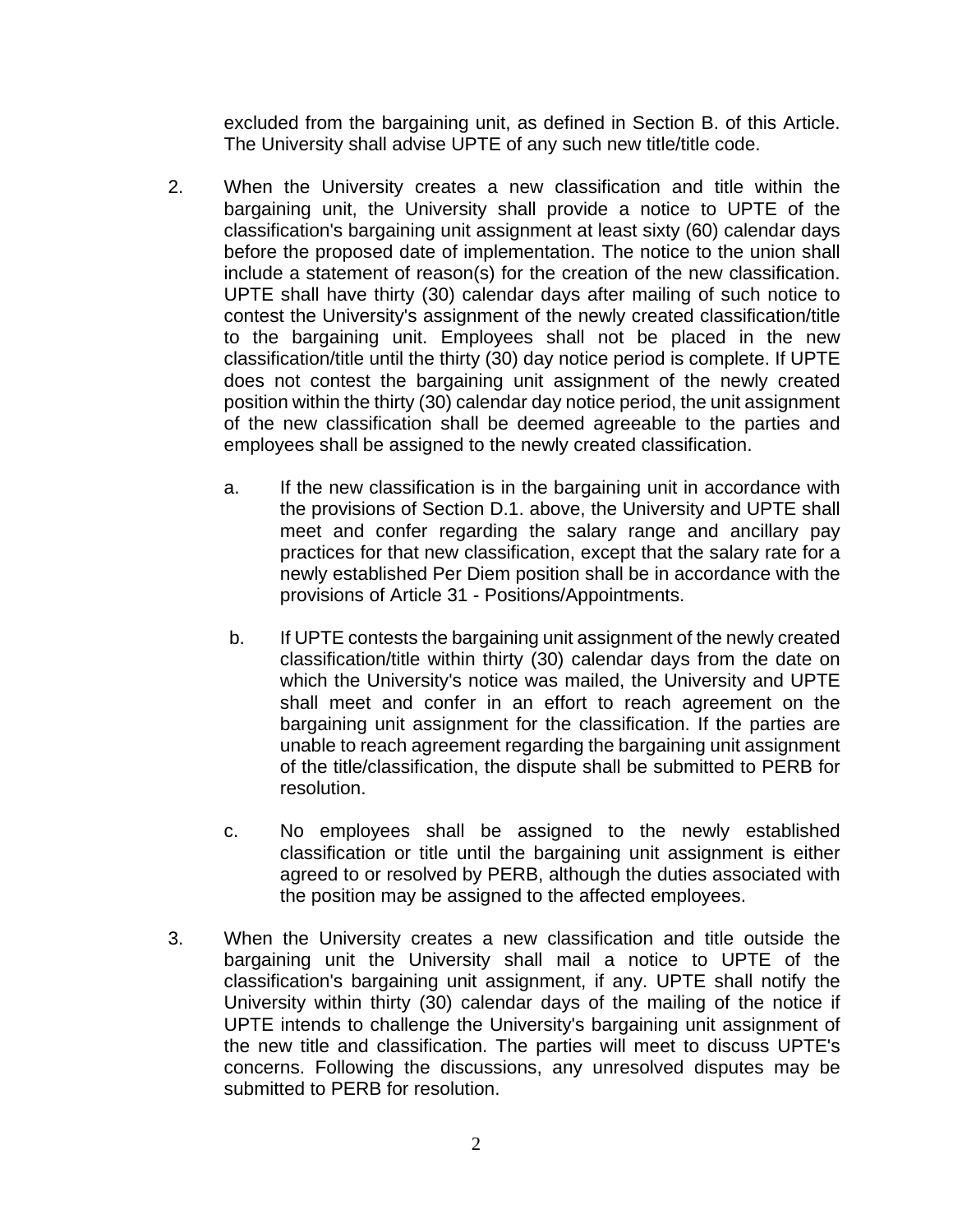excluded from the bargaining unit, as defined in Section B. of this Article. The University shall advise UPTE of any such new title/title code.

2. When the University creates a new classification and title within the bargaining unit, the University shall provide a notice to UPTE of the classification's bargaining unit assignment at least sixty (60) calendar days before the proposed date of implementation. The notice to the union shall include a statement of reason(s) for the creation of the new classification. UPTE shall have thirty (30) calendar days after mailing of such notice to contest the University's assignment of the newly created classification/title to the bargaining unit. Employees shall not be placed in the new classification/title until the thirty (30) day notice period is complete. If UPTE does not contest the bargaining unit assignment of the newly created position within the thirty (30) calendar day notice period, the unit assignment of the new classification shall be deemed agreeable to the parties and employees shall be assigned to the newly created classification.

   a. If the new classification is in the bargaining unit in accordance with the provisions of Section D.1. above, the University and UPTE shall meet and confer regarding the salary range and ancillary pay practices for that new classification, except that the salary rate for a newly established Per Diem position shall be in accordance with the provisions of Article 31 - Positions/Appointments.

   b. If UPTE contests the bargaining unit assignment of the newly created classification/title within thirty (30) calendar days from the date on which the University's notice was mailed, the University and UPTE shall meet and confer in an effort to reach agreement on the bargaining unit assignment for the classification. If the parties are unable to reach agreement regarding the bargaining unit assignment of the title/classification, the dispute shall be submitted to PERB for resolution.

   c. No employees shall be assigned to the newly established classification or title until the bargaining unit assignment is either agreed to or resolved by PERB, although the duties associated with the position may be assigned to the affected employees.

3. When the University creates a new classification and title outside the bargaining unit the University shall mail a notice to UPTE of the classification's bargaining unit assignment, if any. UPTE shall notify the University within thirty (30) calendar days of the mailing of the notice if UPTE intends to challenge the University's bargaining unit assignment of the new title and classification. The parties will meet to discuss UPTE's concerns. Following the discussions, any unresolved disputes may be submitted to PERB for resolution.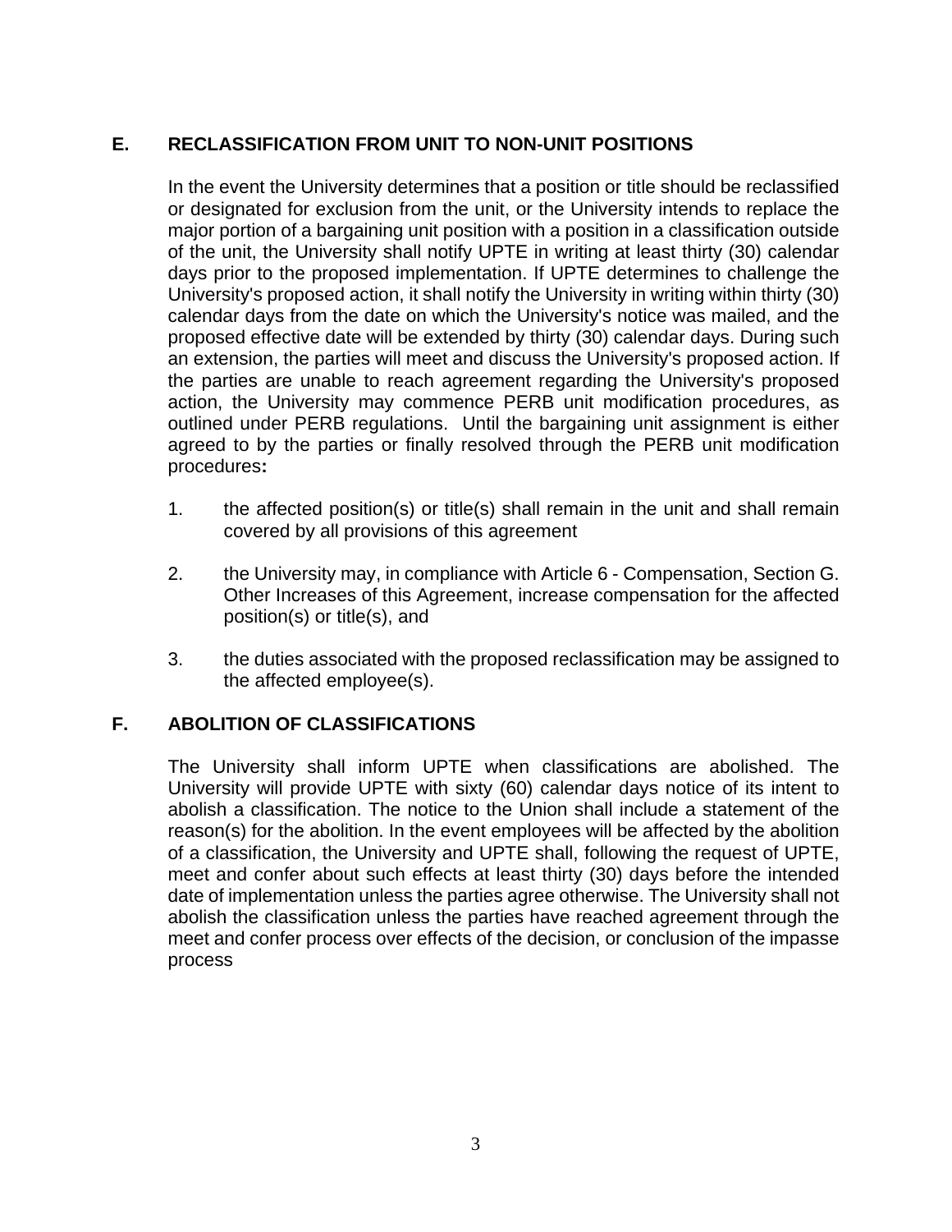## E. RECLASSIFICATION FROM UNIT TO NON-UNIT POSITIONS

In the event the University determines that a position or title should be reclassified or designated for exclusion from the unit, or the University intends to replace the major portion of a bargaining unit position with a position in a classification outside of the unit, the University shall notify UPTE in writing at least thirty (30) calendar days prior to the proposed implementation. If UPTE determines to challenge the University's proposed action, it shall notify the University in writing within thirty (30) calendar days from the date on which the University's notice was mailed, and the proposed effective date will be extended by thirty (30) calendar days. During such an extension, the parties will meet and discuss the University's proposed action. If the parties are unable to reach agreement regarding the University's proposed action, the University may commence PERB unit modification procedures, as outlined under PERB regulations. Until the bargaining unit assignment is either agreed to by the parties or finally resolved through the PERB unit modification procedures**:**

1. the affected position(s) or title(s) shall remain in the unit and shall remain covered by all provisions of this agreement

2. the University may, in compliance with Article 6 - Compensation, Section G. Other Increases of this Agreement, increase compensation for the affected position(s) or title(s), and

3. the duties associated with the proposed reclassification may be assigned to the affected employee(s).

## F. ABOLITION OF CLASSIFICATIONS

The University shall inform UPTE when classifications are abolished. The University will provide UPTE with sixty (60) calendar days notice of its intent to abolish a classification. The notice to the Union shall include a statement of the reason(s) for the abolition. In the event employees will be affected by the abolition of a classification, the University and UPTE shall, following the request of UPTE, meet and confer about such effects at least thirty (30) days before the intended date of implementation unless the parties agree otherwise. The University shall not abolish the classification unless the parties have reached agreement through the meet and confer process over effects of the decision, or conclusion of the impasse process